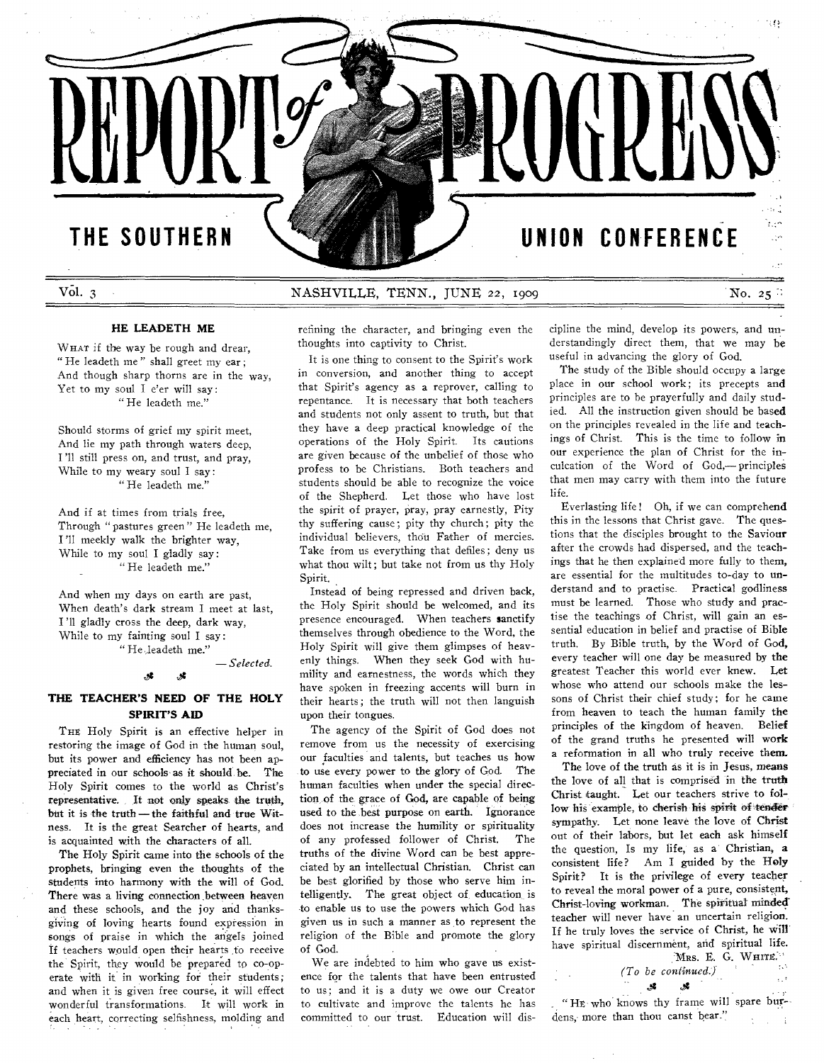# REPORT of PROGRESS

## THE SOUTHERN UNION CONFERENCE

Vol. 3 NASHVILLE, TENN., JUNE 22, 1909 No. 25

### HE LEADETH ME

WHAT if the way be rough and drear,
"He leadeth me" shall greet my ear;
And though sharp thorns are in the way,
Yet to my soul I e'er will say:
"He leadeth me."

Should storms of grief my spirit meet,
And lie my path through waters deep,
I'll still press on, and trust, and pray,
While to my weary soul I say:
"He leadeth me."

And if at times from trials free,
Through "pastures green" He leadeth me,
I'll meekly walk the brighter way,
While to my soul I gladly say:
"He leadeth me."

And when my days on earth are past,
When death's dark stream I meet at last,
I'll gladly cross the deep, dark way,
While to my fainting soul I say:
"He leadeth me."

— *Selected.*

### THE TEACHER'S NEED OF THE HOLY SPIRIT'S AID

THE Holy Spirit is an effective helper in restoring the image of God in the human soul, but its power and efficiency has not been appreciated in our schools as it should be. The Holy Spirit comes to the world as Christ's representative. It not only speaks the truth, but it is the truth — the faithful and true Witness. It is the great Searcher of hearts, and is acquainted with the characters of all.

The Holy Spirit came into the schools of the prophets, bringing even the thoughts of the students into harmony with the will of God. There was a living connection between heaven and these schools, and the joy and thanksgiving of loving hearts found expression in songs of praise in which the angels joined If teachers would open their hearts to receive the Spirit, they would be prepared to co-operate with it in working for their students; and when it is given free course, it will effect wonderful transformations. It will work in each heart, correcting selfishness, molding and refining the character, and bringing even the thoughts into captivity to Christ.

It is one thing to consent to the Spirit's work in conversion, and another thing to accept that Spirit's agency as a reprover, calling to repentance. It is necessary that both teachers and students not only assent to truth, but that they have a deep practical knowledge of the operations of the Holy Spirit. Its cautions are given because of the unbelief of those who profess to be Christians. Both teachers and students should be able to recognize the voice of the Shepherd. Let those who have lost the spirit of prayer, pray, pray earnestly, Pity thy suffering cause; pity thy church; pity the individual believers, thou Father of mercies. Take from us everything that defiles; deny us what thou wilt; but take not from us thy Holy Spirit.

Instead of being repressed and driven back, the Holy Spirit should be welcomed, and its presence encouraged. When teachers sanctify themselves through obedience to the Word, the Holy Spirit will give them glimpses of heavenly things. When they seek God with humility and earnestness, the words which they have spoken in freezing accents will burn in their hearts; the truth will not then languish upon their tongues.

The agency of the Spirit of God does not remove from us the necessity of exercising our faculties and talents, but teaches us how to use every power to the glory of God. The human faculties when under the special direction of the grace of God, are capable of being used to the best purpose on earth. Ignorance does not increase the humility or spirituality of any professed follower of Christ. The truths of the divine Word can be best appreciated by an intellectual Christian. Christ can be best glorified by those who serve him intelligently. The great object of education is to enable us to use the powers which God has given us in such a manner as to represent the religion of the Bible and promote the glory of God.

We are indebted to him who gave us existence for the talents that have been entrusted to us; and it is a duty we owe our Creator to cultivate and improve the talents he has committed to our trust. Education will discipline the mind, develop its powers, and understandingly direct them, that we may be useful in advancing the glory of God.

The study of the Bible should occupy a large place in our school work; its precepts and principles are to be prayerfully and daily studied. All the instruction given should be based on the principles revealed in the life and teachings of Christ. This is the time to follow in our experience the plan of Christ for the inculcation of the Word of God,— principles that men may carry with them into the future life.

Everlasting life! Oh, if we can comprehend this in the lessons that Christ gave. The questions that the disciples brought to the Saviour after the crowds had dispersed, and the teachings that he then explained more fully to them, are essential for the multitudes to-day to understand and to practise. Practical godliness must be learned. Those who study and practise the teachings of Christ, will gain an essential education in belief and practise of Bible truth. By Bible truth, by the Word of God, every teacher will one day be measured by the greatest Teacher this world ever knew. Let whose who attend our schools make the lessons of Christ their chief study; for he came from heaven to teach the human family the principles of the kingdom of heaven. Belief of the grand truths he presented will work a reformation in all who truly receive them.

The love of the truth as it is in Jesus, means the love of all that is comprised in the truth Christ taught. Let our teachers strive to follow his example, to cherish his spirit of tender sympathy. Let none leave the love of Christ out of their labors, but let each ask himself the question, Is my life, as a Christian, a consistent life? Am I guided by the Holy Spirit? It is the privilege of every teacher to reveal the moral power of a pure, consistent, Christ-loving workman. The spiritual minded teacher will never have an uncertain religion. If he truly loves the service of Christ, he will have spiritual discernment, and spiritual life.

MRS. E. G. WHITE.

*(To be continued.)*

"HE who knows thy frame will spare burdens, more than thou canst bear."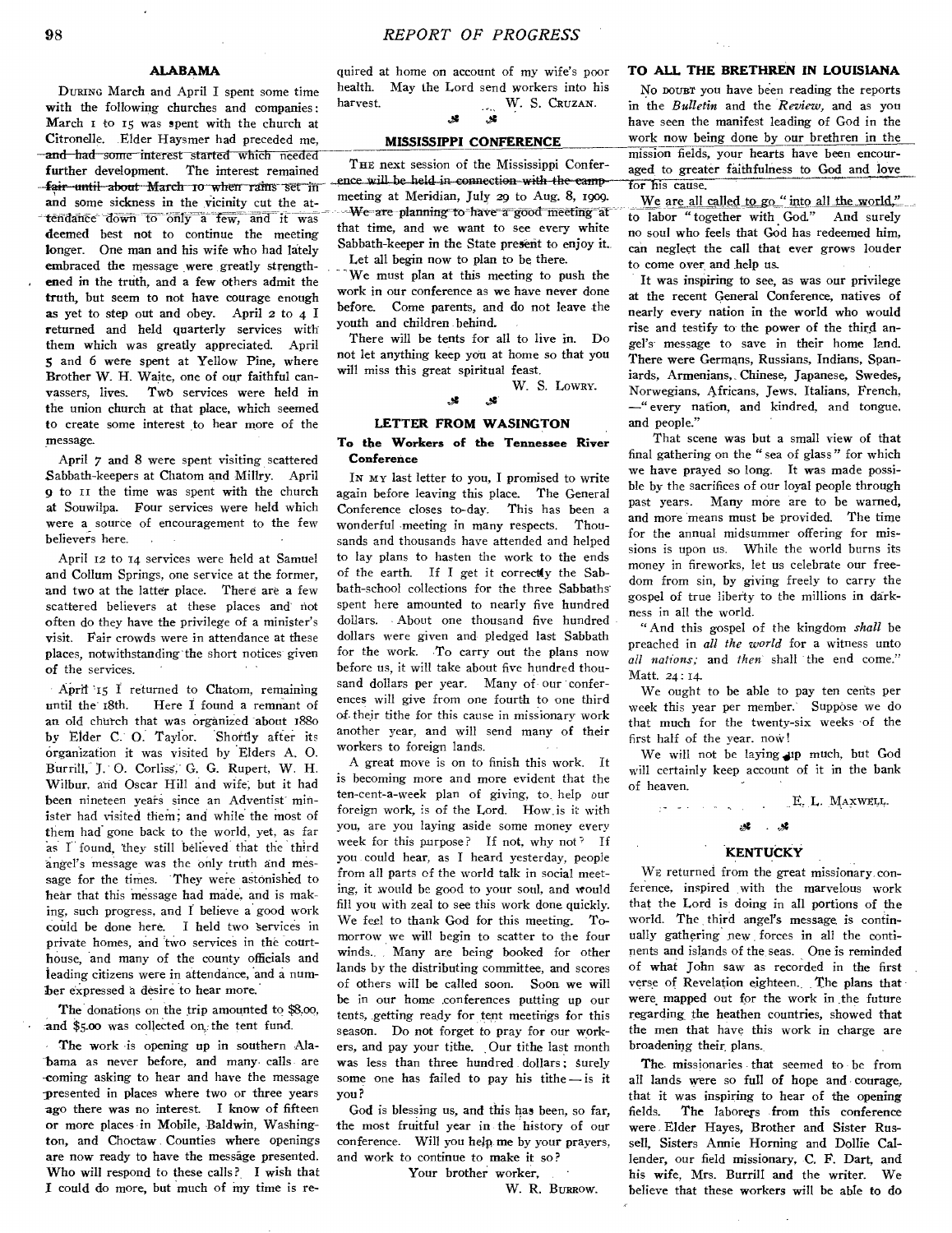## ALABAMA

During March and April I spent some time with the following churches and companies: March 1 to 15 was spent with the church at Citronelle. Elder Haysmer had preceded me, and had some interest started which needed further development. The interest remained fair until about March 10 when rains set in and some sickness in the vicinity cut the attendance down to only a few, and it was deemed best not to continue the meeting longer. One man and his wife who had lately embraced the message were greatly strengthened in the truth, and a few others admit the truth, but seem to not have courage enough as yet to step out and obey. April 2 to 4 I returned and held quarterly services with them which was greatly appreciated. April 5 and 6 were spent at Yellow Pine, where Brother W. H. Waite, one of our faithful canvassers, lives. Two services were held in the union church at that place, which seemed to create some interest to hear more of the message.

April 7 and 8 were spent visiting scattered Sabbath-keepers at Chatom and Millry. April 9 to 11 the time was spent with the church at Souwilpa. Four services were held which were a source of encouragement to the few believers here.

April 12 to 14 services were held at Samuel and Collum Springs, one service at the former, and two at the latter place. There are a few scattered believers at these places and not often do they have the privilege of a minister's visit. Fair crowds were in attendance at these places, notwithstanding the short notices given of the services.

April 15 I returned to Chatom, remaining until the 18th. Here I found a remnant of an old church that was organized about 1880 by Elder C. O. Taylor. Shortly after its organization it was visited by Elders A. O. Burrill, J. O. Corliss, G. G. Rupert, W. H. Wilbur, and Oscar Hill and wife, but it had been nineteen years since an Adventist minister had visited them; and while the most of them had gone back to the world, yet, as far as I found, they still believed that the third angel's message was the only truth and message for the times. They were astonished to hear that this message had made, and is making, such progress, and I believe a good work could be done here. I held two services in private homes, and two services in the courthouse, and many of the county officials and leading citizens were in attendance, and a number expressed a desire to hear more.

The donations on the trip amounted to $8.00, and $5.00 was collected on the tent fund.

The work is opening up in southern Alabama as never before, and many calls are coming asking to hear and have the message presented in places where two or three years ago there was no interest. I know of fifteen or more places in Mobile, Baldwin, Washington, and Choctaw Counties where openings are now ready to have the message presented. Who will respond to these calls? I wish that I could do more, but much of my time is required at home on account of my wife's poor health. May the Lord send workers into his harvest.

W. S. Cruzan.

## MISSISSIPPI CONFERENCE

The next session of the Mississippi Conference will be held in connection with the camp-meeting at Meridian, July 29 to Aug. 8, 1909. We are planning to have a good meeting at that time, and we want to see every white Sabbath-keeper in the State present to enjoy it. Let all begin now to plan to be there.

We must plan at this meeting to push the work in our conference as we have never done before. Come parents, and do not leave the youth and children behind.

There will be tents for all to live in. Do not let anything keep you at home so that you will miss this great spiritual feast.

W. S. Lowry.

## LETTER FROM WASINGTON

### To the Workers of the Tennessee River Conference

In my last letter to you, I promised to write again before leaving this place. The General Conference closes to-day. This has been a wonderful meeting in many respects. Thousands and thousands have attended and helped to lay plans to hasten the work to the ends of the earth. If I get it correctly the Sabbath-school collections for the three Sabbaths spent here amounted to nearly five hundred dollars. About one thousand five hundred dollars were given and pledged last Sabbath for the work. To carry out the plans now before us, it will take about five hundred thousand dollars per year. Many of our conferences will give from one fourth to one third of their tithe for this cause in missionary work another year, and will send many of their workers to foreign lands.

A great move is on to finish this work. It is becoming more and more evident that the ten-cent-a-week plan of giving, to help our foreign work, is of the Lord. How is it with you, are you laying aside some money every week for this purpose? If not, why not? If you could hear, as I heard yesterday, people from all parts of the world talk in social meeting, it would be good to your soul, and would fill you with zeal to see this work done quickly. We feel to thank God for this meeting. To-morrow we will begin to scatter to the four winds. Many are being booked for other lands by the distributing committee, and scores of others will be called soon. Soon we will be in our home conferences putting up our tents, getting ready for tent meetings for this season. Do not forget to pray for our workers, and pay your tithe. Our tithe last month was less than three hundred dollars; surely some one has failed to pay his tithe — is it you?

God is blessing us, and this has been, so far, the most fruitful year in the history of our conference. Will you help me by your prayers, and work to continue to make it so?

Your brother worker,

W. R. Burrow.

## TO ALL THE BRETHREN IN LOUISIANA

No doubt you have been reading the reports in the *Bulletin* and the *Review*, and as you have seen the manifest leading of God in the work now being done by our brethren in the mission fields, your hearts have been encouraged to greater faithfulness to God and love for his cause.

We are all called to go "into all the world," to labor "together with God." And surely no soul who feels that God has redeemed him, can neglect the call that ever grows louder to come over and help us.

It was inspiring to see, as was our privilege at the recent General Conference, natives of nearly every nation in the world who would rise and testify to the power of the third angel's message to save in their home land. There were Germans, Russians, Indians, Spaniards, Armenians, Chinese, Japanese, Swedes, Norwegians, Africans, Jews, Italians, French, —"every nation, and kindred, and tongue, and people."

That scene was but a small view of that final gathering on the "sea of glass" for which we have prayed so long. It was made possible by the sacrifices of our loyal people through past years. Many more are to be warned, and more means must be provided. The time for the annual midsummer offering for missions is upon us. While the world burns its money in fireworks, let us celebrate our freedom from sin, by giving freely to carry the gospel of true liberty to the millions in darkness in all the world.

"And this gospel of the kingdom *shall* be preached in *all the world* for a witness unto *all nations;* and *then* shall the end come." Matt. 24:14.

We ought to be able to pay ten cents per week this year per member. Suppose we do that much for the twenty-six weeks of the first half of the year, now!

We will not be laying up much, but God will certainly keep account of it in the bank of heaven.

E. L. Maxwell.

## KENTUCKY

We returned from the great missionary conference, inspired with the marvelous work that the Lord is doing in all portions of the world. The third angel's message is continually gathering new forces in all the continents and islands of the seas. One is reminded of what John saw as recorded in the first verse of Revelation eighteen. The plans that were mapped out for the work in the future regarding the heathen countries, showed that the men that have this work in charge are broadening their plans.

The missionaries that seemed to be from all lands were so full of hope and courage, that it was inspiring to hear of the opening fields. The laborers from this conference were Elder Hayes, Brother and Sister Russell, Sisters Annie Horning and Dollie Callender, our field missionary, C. F. Dart, and his wife, Mrs. Burrill and the writer. We believe that these workers will be able to do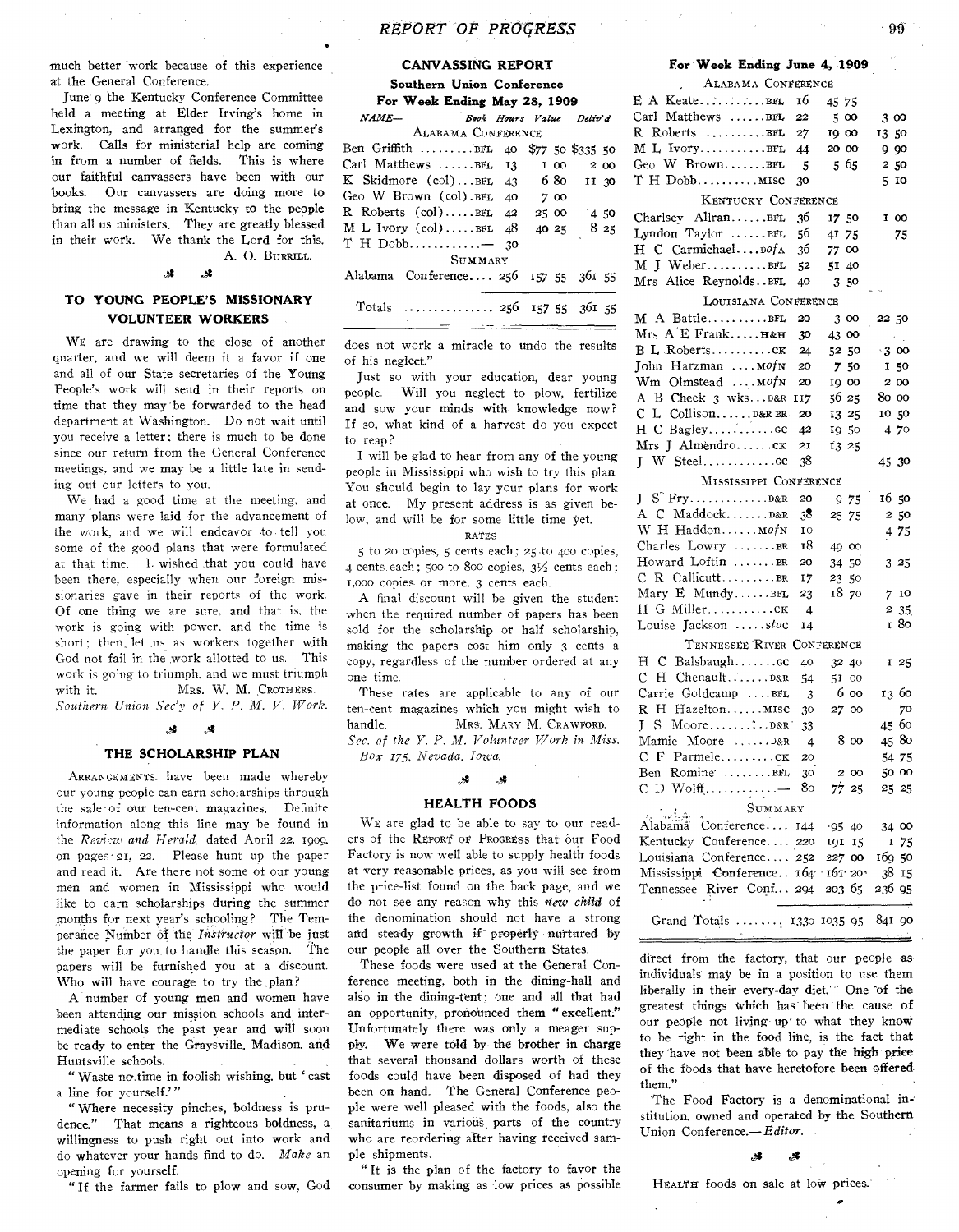much better work because of this experience at the General Conference.

June 9 the Kentucky Conference Committee held a meeting at Elder Irving's home in Lexington, and arranged for the summer's work. Calls for ministerial help are coming in from a number of fields. This is where our faithful canvassers have been with our books. Our canvassers are doing more to bring the message in Kentucky to the people than all us ministers. They are greatly blessed in their work. We thank the Lord for this.

A. O. BURRILL.

## TO YOUNG PEOPLE'S MISSIONARY VOLUNTEER WORKERS

WE are drawing to the close of another quarter, and we will deem it a favor if one and all of our State secretaries of the Young People's work will send in their reports on time that they may be forwarded to the head department at Washington. Do not wait until you receive a letter: there is much to be done since our return from the General Conference meetings, and we may be a little late in sending out our letters to you.

We had a good time at the meeting, and many plans were laid for the advancement of the work, and we will endeavor to tell you some of the good plans that were formulated at that time. I wished that you could have been there, especially when our foreign missionaries gave in their reports of the work. Of one thing we are sure, and that is, the work is going with power, and the time is short; then let us as workers together with God not fail in the work allotted to us. This work is going to triumph, and we must triumph with it.

MRS. W. M. CROTHERS.
*Southern Union Sec'y of Y. P. M. V. Work.*

## THE SCHOLARSHIP PLAN

ARRANGEMENTS have been made whereby our young people can earn scholarships through the sale of our ten-cent magazines. Definite information along this line may be found in the *Review and Herald*, dated April 22, 1909, on pages 21, 22. Please hunt up the paper and read it. Are there not some of our young men and women in Mississippi who would like to earn scholarships during the summer months for next year's schooling? The Temperance Number of the *Instructor* will be just the paper for you to handle this season. The papers will be furnished you at a discount. Who will have courage to try the plan?

A number of young men and women have been attending our mission schools and intermediate schools the past year and will soon be ready to enter the Graysville, Madison, and Huntsville schools.

"Waste no time in foolish wishing, but 'cast a line for yourself.'"

"Where necessity pinches, boldness is prudence." That means a righteous boldness, a willingness to push right out into work and do whatever your hands find to do. *Make* an opening for yourself.

"If the farmer fails to plow and sow, God does not work a miracle to undo the results of his neglect."

Just so with your education, dear young people. Will you neglect to plow, fertilize and sow your minds with knowledge now? If so, what kind of a harvest do you expect to reap?

I will be glad to hear from any of the young people in Mississippi who wish to try this plan. You should begin to lay your plans for work at once. My present address is as given below, and will be for some little time yet.

RATES

5 to 20 copies, 5 cents each; 25 to 400 copies, 4 cents each; 500 to 800 copies, 3½ cents each; 1,000 copies or more, 3 cents each.

A final discount will be given the student when the required number of papers has been sold for the scholarship or half scholarship, making the papers cost him only 3 cents a copy, regardless of the number ordered at any one time.

These rates are applicable to any of our ten-cent magazines which you might wish to handle.

MRS. MARY M. CRAWFORD.
*Sec. of the Y. P. M. Volunteer Work in Miss. Box 175, Nevada, Iowa.*

## CANVASSING REPORT

### Southern Union Conference

### For Week Ending May 28, 1909

| NAME— | Book | Hours | Value | Deliv'd |
|---|---|---|---|---|
| ALABAMA CONFERENCE | | | | |
| Ben Griffith | BFL | 40 | $77 50 | $335 50 |
| Carl Matthews | BFL | 13 | 1 00 | 2 00 |
| K Skidmore (col) | BFL | 43 | 6 80 | 11 30 |
| Geo W Brown (col) | BFL | 40 | 7 00 | |
| R Roberts (col) | BFL | 42 | 25 00 | 4 50 |
| M L Ivory (col) | BFL | 48 | 40 25 | 8 25 |
| T H Dobb | — | 30 | | |
| SUMMARY | | | | |
| Alabama Conference | | 256 | 157 55 | 361 55 |
| Totals | | 256 | 157 55 | 361 55 |

## HEALTH FOODS

WE are glad to be able to say to our readers of the REPORT OF PROGRESS that our Food Factory is now well able to supply health foods at very reasonable prices, as you will see from the price-list found on the back page, and we do not see any reason why this *new child* of the denomination should not have a strong and steady growth if properly nurtured by our people all over the Southern States.

These foods were used at the General Conference meeting, both in the dining-hall and also in the dining-tent; one and all that had an opportunity, pronounced them "excellent." Unfortunately there was only a meager supply. We were told by the brother in charge that several thousand dollars worth of these foods could have been disposed of had they been on hand. The General Conference people were well pleased with the foods, also the sanitariums in various parts of the country who are reordering after having received sample shipments.

"It is the plan of the factory to favor the consumer by making as low prices as possible direct from the factory, that our people as individuals may be in a position to use them liberally in their every-day diet. One of the greatest things which has been the cause of our people not living up to what they know to be right in the food line, is the fact that they have not been able to pay the high price of the foods that have heretofore been offered them."

The Food Factory is a denominational institution, owned and operated by the Southern Union Conference.—*Editor.*

### For Week Ending June 4, 1909

| NAME— | Book | Hours | Value | Deliv'd |
|---|---|---|---|---|
| ALABAMA CONFERENCE | | | | |
| E A Keate | BFL | 16 | 45 75 | |
| Carl Matthews | BFL | 22 | 5 00 | 3 00 |
| R Roberts | BFL | 27 | 19 00 | 13 50 |
| M L Ivory | BFL | 44 | 20 00 | 9 90 |
| Geo W Brown | BFL | 5 | 5 65 | 2 50 |
| T H Dobb | MISC | 30 | | 5 10 |
| KENTUCKY CONFERENCE | | | | |
| Charlsey Allran | BFL | 36 | 17 50 | 1 00 |
| Lyndon Taylor | BFL | 56 | 41 75 | 75 |
| H C Carmichael | DofA | 36 | 77 00 | |
| M J Weber | BFL | 52 | 51 40 | |
| Mrs Alice Reynolds | BFL | 40 | 3 50 | |
| LOUISIANA CONFERENCE | | | | |
| M A Battle | BFL | 20 | 3 00 | 22 50 |
| Mrs A E Frank | H&H | 30 | 43 00 | |
| B L Roberts | CK | 24 | 52 50 | 3 00 |
| John Harzman | MofN | 20 | 7 50 | 1 50 |
| Wm Olmstead | MofN | 20 | 19 00 | 2 00 |
| A B Cheek 3 wks | D&R | 117 | 56 25 | 80 00 |
| C L Collison | D&R BR | 20 | 13 25 | 10 50 |
| H C Bagley | GC | 42 | 19 50 | 4 70 |
| Mrs J Almendro | CK | 21 | 13 25 | |
| J W Steel | GC | 38 | | 45 30 |
| MISSISSIPPI CONFERENCE | | | | |
| J S Fry | D&R | 20 | 9 75 | 16 50 |
| A C Maddock | D&R | 38 | 25 75 | 2 50 |
| W H Haddon | MofN | 10 | | 4 75 |
| Charles Lowry | BR | 18 | 49 00 | |
| Howard Loftin | BR | 20 | 34 50 | 3 25 |
| C R Callicutt | BR | 17 | 23 50 | |
| Mary E Mundy | BFL | 23 | 18 70 | 7 10 |
| H G Miller | CK | 4 | | 2 35 |
| Louise Jackson | stoc | 14 | | 1 80 |
| TENNESSEE RIVER CONFERENCE | | | | |
| H C Balsbaugh | GC | 40 | 32 40 | 1 25 |
| C H Chenault | D&R | 54 | 51 00 | |
| Carrie Goldcamp | BFL | 3 | 6 00 | 13 60 |
| R H Hazelton | MISC | 30 | 27 00 | 70 |
| J S Moore | D&R | 33 | | 45 60 |
| Mamie Moore | D&R | 4 | 8 00 | 45 80 |
| C F Parmele | CK | 20 | | 54 75 |
| Ben Romine | BFL | 30 | 2 00 | 50 00 |
| C D Wolff | — | 80 | 77 25 | 25 25 |
| SUMMARY | | | | |
| Alabama Conference | | 144 | 95 40 | 34 00 |
| Kentucky Conference | | 220 | 191 15 | 1 75 |
| Louisiana Conference | | 252 | 227 00 | 169 50 |
| Mississippi Conference | | 164 | 161 20 | 38 15 |
| Tennessee River Conf. | | 294 | 203 65 | 236 95 |
| Grand Totals | | 1330 | 1035 95 | 841 90 |

HEALTH foods on sale at low prices.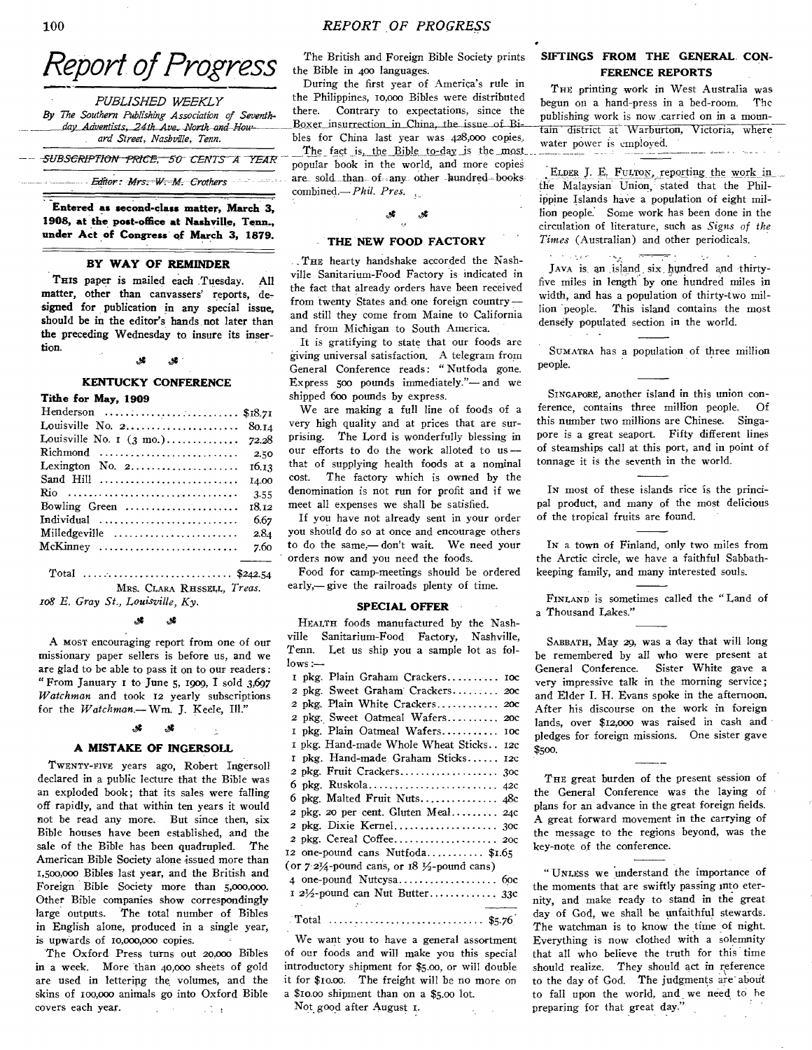# Report of Progress

*PUBLISHED WEEKLY*

*By The Southern Publishing Association of Seventh-day Adventists, 24th Ave. North and Howard Street, Nashville, Tenn.*

SUBSCRIPTION PRICE, 50 CENTS A YEAR

*Editor: Mrs. W. M. Crothers*

**Entered as second-class matter, March 3, 1908, at the post-office at Nashville, Tenn., under Act of Congress of March 3, 1879.**

### BY WAY OF REMINDER

**This paper is mailed each Tuesday. All matter, other than canvassers' reports, designed for publication in any special issue, should be in the editor's hands not later than the preceding Wednesday to insure its insertion.**

### KENTUCKY CONFERENCE

**Tithe for May, 1909**

| | |
|---|---|
| Henderson | $18.71 |
| Louisville No. 2 | 80.14 |
| Louisville No. 1 (3 mo.) | 72.28 |
| Richmond | 2.50 |
| Lexington No. 2 | 16.13 |
| Sand Hill | 14.00 |
| Rio | 3.55 |
| Bowling Green | 18.12 |
| Individual | 6.67 |
| Milledgeville | 2.84 |
| McKinney | 7.60 |
| Total | $242.54 |

Mrs. Clara Rhssell, *Treas.*

*108 E. Gray St., Louisville, Ky.*

A most encouraging report from one of our missionary paper sellers is before us, and we are glad to be able to pass it on to our readers: "From January 1 to June 5, 1909, I sold 3,697 *Watchman* and took 12 yearly subscriptions for the *Watchman*.— Wm. J. Keele, Ill."

### A MISTAKE OF INGERSOLL

Twenty-five years ago, Robert Ingersoll declared in a public lecture that the Bible was an exploded book; that its sales were falling off rapidly, and that within ten years it would not be read any more. But since then, six Bible houses have been established, and the sale of the Bible has been quadrupled. The American Bible Society alone issued more than 1,500,000 Bibles last year, and the British and Foreign Bible Society more than 5,000,000. Other Bible companies show correspondingly large outputs. The total number of Bibles in English alone, produced in a single year, is upwards of 10,000,000 copies.

The Oxford Press turns out 20,000 Bibles in a week. More than 40,000 sheets of gold are used in lettering the volumes, and the skins of 100,000 animals go into Oxford Bible covers each year.

The British and Foreign Bible Society prints the Bible in 400 languages.

During the first year of America's rule in the Philippines, 10,000 Bibles were distributed there. Contrary to expectations, since the Boxer insurrection in China, the issue of Bibles for China last year was 428,000 copies. The fact is, the Bible to-day is the most popular book in the world, and more copies are sold than of any other hundred books combined.— *Phil. Pres.*

### THE NEW FOOD FACTORY

The hearty handshake accorded the Nashville Sanitarium-Food Factory is indicated in the fact that already orders have been received from twenty States and one foreign country— and still they come from Maine to California and from Michigan to South America.

It is gratifying to state that our foods are giving universal satisfaction. A telegram from General Conference reads: "Nutfoda gone. Express 500 pounds immediately."— and we shipped 600 pounds by express.

We are making a full line of foods of a very high quality and at prices that are surprising. The Lord is wonderfully blessing in our efforts to do the work alloted to us— that of supplying health foods at a nominal cost. The factory which is owned by the denomination is not run for profit and if we meet all expenses we shall be satisfied.

If you have not already sent in your order you should do so at once and encourage others to do the same,— don't wait. We need your orders now and you need the foods.

Food for camp-meetings should be ordered early,— give the railroads plenty of time.

### SPECIAL OFFER

Health foods manufactured by the Nashville Sanitarium-Food Factory, Nashville, Tenn. Let us ship you a sample lot as follows:—

| | |
|---|---|
| 1 pkg. Plain Graham Crackers | 10c |
| 2 pkg. Sweet Graham Crackers | 20c |
| 2 pkg. Plain White Crackers | 20c |
| 2 pkg. Sweet Oatmeal Wafers | 20c |
| 1 pkg. Plain Oatmeal Wafers | 10c |
| 1 pkg. Hand-made Whole Wheat Sticks | 12c |
| 1 pkg. Hand-made Graham Sticks | 12c |
| 2 pkg. Fruit Crackers | 30c |
| 6 pkg. Ruskola | 42c |
| 6 pkg. Malted Fruit Nuts | 48c |
| 2 pkg. 20 per cent. Gluten Meal | 24c |
| 2 pkg. Dixie Kernel | 30c |
| 2 pkg. Cereal Coffee | 20c |
| 12 one-pound cans Nutfoda | $1.65 |
| (or 7 2½-pound cans, or 18 ½-pound cans) | |
| 4 one-pound Nutcysa | 60c |
| 1 2½-pound can Nut Butter | 33c |
| Total | $5.76 |

We want you to have a general assortment of our foods and will make you this special introductory shipment for $5.00, or will double it for $10.00. The freight will be no more on a $10.00 shipment than on a $5.00 lot.

Not good after August 1.

### SIFTINGS FROM THE GENERAL CONFERENCE REPORTS

The printing work in West Australia was begun on a hand-press in a bed-room. The publishing work is now carried on in a mountain district at Warburton, Victoria, where water power is employed.

Elder J. E. Fulton, reporting the work in the Malaysian Union, stated that the Philippine Islands have a population of eight million people. Some work has been done in the circulation of literature, such as *Signs of the Times* (Australian) and other periodicals.

Java is an island six hundred and thirty-five miles in length by one hundred miles in width, and has a population of thirty-two million people. This island contains the most densely populated section in the world.

Sumatra has a population of three million people.

Singapore, another island in this union conference, contains three million people. Of this number two millions are Chinese. Singapore is a great seaport. Fifty different lines of steamships call at this port, and in point of tonnage it is the seventh in the world.

In most of these islands rice is the principal product, and many of the most delicious of the tropical fruits are found.

In a town of Finland, only two miles from the Arctic circle, we have a faithful Sabbath-keeping family, and many interested souls.

Finland is sometimes called the "Land of a Thousand Lakes."

Sabbath, May 29, was a day that will long be remembered by all who were present at General Conference. Sister White gave a very impressive talk in the morning service; and Elder I. H. Evans spoke in the afternoon. After his discourse on the work in foreign lands, over $12,000 was raised in cash and pledges for foreign missions. One sister gave $500.

The great burden of the present session of the General Conference was the laying of plans for an advance in the great foreign fields. A great forward movement in the carrying of the message to the regions beyond, was the key-note of the conference.

"Unless we understand the importance of the moments that are swiftly passing into eternity, and make ready to stand in the great day of God, we shall be unfaithful stewards. The watchman is to know the time of night. Everything is now clothed with a solemnity that all who believe the truth for this time should realize. They should act in reference to the day of God. The judgments are about to fall upon the world, and we need to be preparing for that great day."